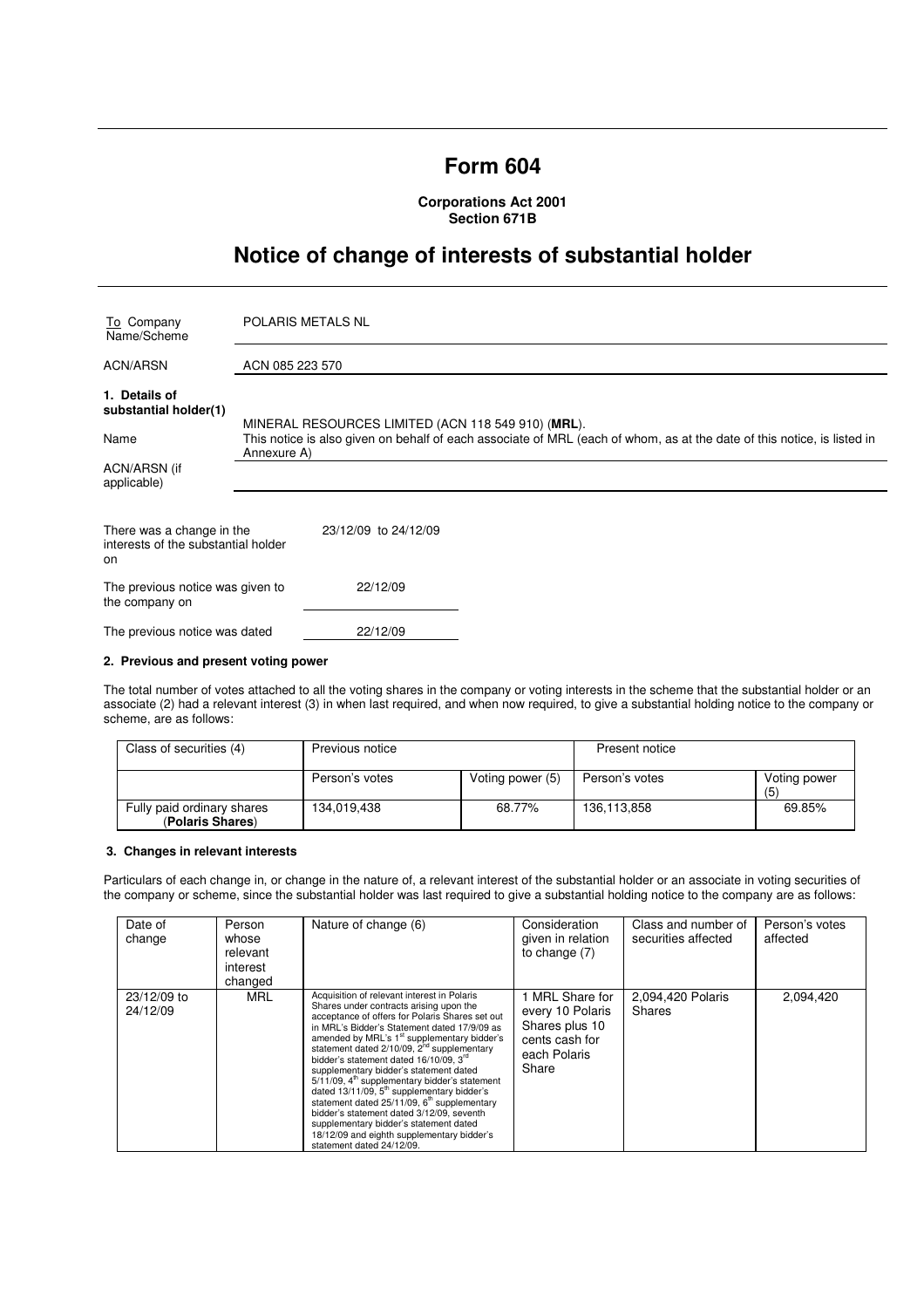# Form 604

**Corporations Act 2001**
**Section 671B**

## Notice of change of interests of substantial holder

| To Company Name/Scheme | POLARIS METALS NL |
|---|---|
| ACN/ARSN | ACN 085 223 570 |

**1. Details of substantial holder(1)**

| | |
|---|---|
| Name | MINERAL RESOURCES LIMITED (ACN 118 549 910) (**MRL**). This notice is also given on behalf of each associate of MRL (each of whom, as at the date of this notice, is listed in Annexure A) |
| ACN/ARSN (if applicable) | |

| | |
|---|---|
| There was a change in the interests of the substantial holder on | 23/12/09 to 24/12/09 |
| The previous notice was given to the company on | 22/12/09 |
| The previous notice was dated | 22/12/09 |

#### 2. Previous and present voting power

The total number of votes attached to all the voting shares in the company or voting interests in the scheme that the substantial holder or an associate (2) had a relevant interest (3) in when last required, and when now required, to give a substantial holding notice to the company or scheme, are as follows:

| Class of securities (4) | Previous notice | | Present notice | |
|---|---|---|---|---|
| | Person's votes | Voting power (5) | Person's votes | Voting power (5) |
| Fully paid ordinary shares (**Polaris Shares**) | 134,019,438 | 68.77% | 136,113,858 | 69.85% |

#### 3. Changes in relevant interests

Particulars of each change in, or change in the nature of, a relevant interest of the substantial holder or an associate in voting securities of the company or scheme, since the substantial holder was last required to give a substantial holding notice to the company are as follows:

| Date of change | Person whose relevant interest changed | Nature of change (6) | Consideration given in relation to change (7) | Class and number of securities affected | Person's votes affected |
|---|---|---|---|---|---|
| 23/12/09 to 24/12/09 | MRL | Acquisition of relevant interest in Polaris Shares under contracts arising upon the acceptance of offers for Polaris Shares set out in MRL's Bidder's Statement dated 17/9/09 as amended by MRL's 1st supplementary bidder's statement dated 2/10/09, 2nd supplementary bidder's statement dated 16/10/09, 3rd supplementary bidder's statement dated 5/11/09, 4th supplementary bidder's statement dated 13/11/09, 5th supplementary bidder's statement dated 25/11/09, 6th supplementary bidder's statement dated 3/12/09, seventh supplementary bidder's statement dated 18/12/09 and eighth supplementary bidder's statement dated 24/12/09. | 1 MRL Share for every 10 Polaris Shares plus 10 cents cash for each Polaris Share | 2,094,420 Polaris Shares | 2,094,420 |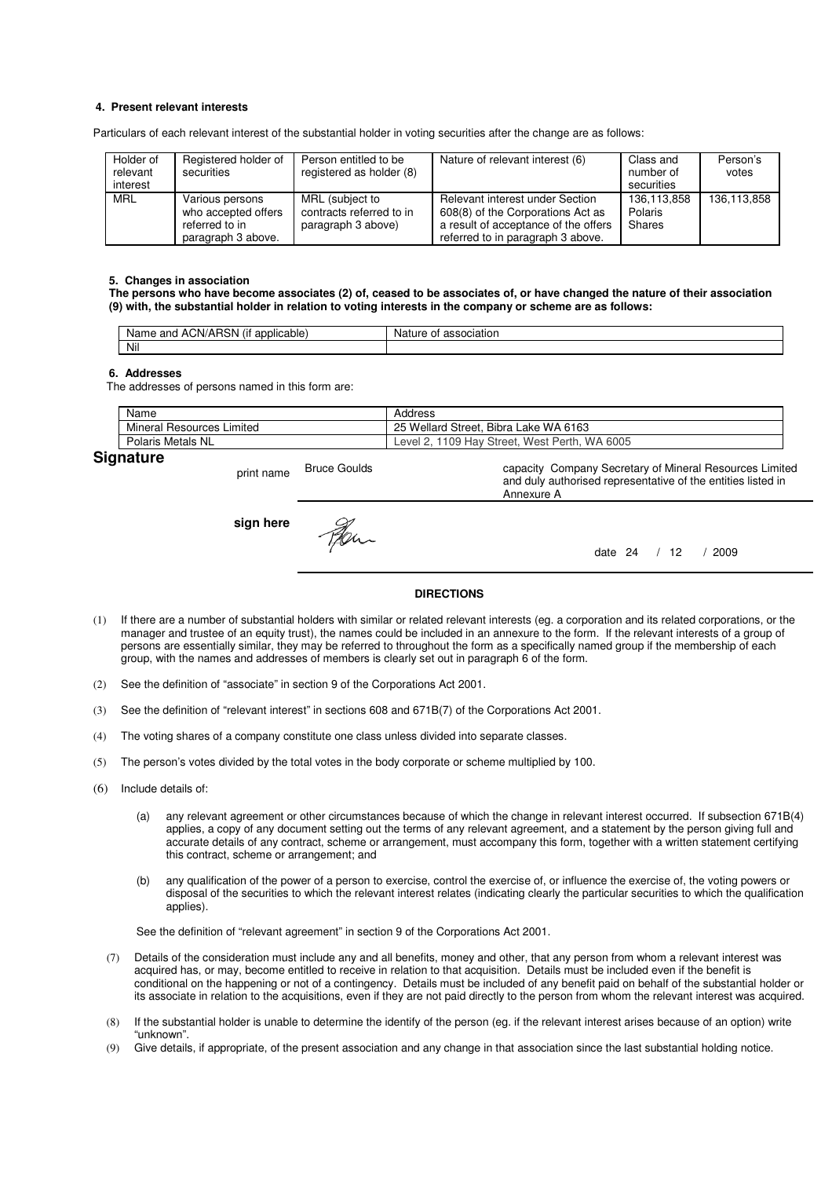#### 4. Present relevant interests

Particulars of each relevant interest of the substantial holder in voting securities after the change are as follows:

| Holder of relevant interest | Registered holder of securities | Person entitled to be registered as holder (8) | Nature of relevant interest (6) | Class and number of securities | Person's votes |
|---|---|---|---|---|---|
| MRL | Various persons who accepted offers referred to in paragraph 3 above. | MRL (subject to contracts referred to in paragraph 3 above) | Relevant interest under Section 608(8) of the Corporations Act as a result of acceptance of the offers referred to in paragraph 3 above. | 136,113,858 Polaris Shares | 136,113,858 |

#### 5. Changes in association

**The persons who have become associates (2) of, ceased to be associates of, or have changed the nature of their association (9) with, the substantial holder in relation to voting interests in the company or scheme are as follows:**

| Name and ACN/ARSN (if applicable) | Nature of association |
|---|---|
| Nil | |

#### 6. Addresses

The addresses of persons named in this form are:

| Name | Address |
|---|---|
| Mineral Resources Limited | 25 Wellard Street, Bibra Lake WA 6163 |
| Polaris Metals NL | Level 2, 1109 Hay Street, West Perth, WA 6005 |

## Signature

print name Bruce Goulds

capacity Company Secretary of Mineral Resources Limited and duly authorised representative of the entities listed in Annexure A

**sign here**

date 24 / 12 / 2009

**DIRECTIONS**

(1) If there are a number of substantial holders with similar or related relevant interests (eg. a corporation and its related corporations, or the manager and trustee of an equity trust), the names could be included in an annexure to the form. If the relevant interests of a group of persons are essentially similar, they may be referred to throughout the form as a specifically named group if the membership of each group, with the names and addresses of members is clearly set out in paragraph 6 of the form.

(2) See the definition of "associate" in section 9 of the Corporations Act 2001.

(3) See the definition of "relevant interest" in sections 608 and 671B(7) of the Corporations Act 2001.

(4) The voting shares of a company constitute one class unless divided into separate classes.

(5) The person's votes divided by the total votes in the body corporate or scheme multiplied by 100.

(6) Include details of:

(a) any relevant agreement or other circumstances because of which the change in relevant interest occurred. If subsection 671B(4) applies, a copy of any document setting out the terms of any relevant agreement, and a statement by the person giving full and accurate details of any contract, scheme or arrangement, must accompany this form, together with a written statement certifying this contract, scheme or arrangement; and

(b) any qualification of the power of a person to exercise, control the exercise of, or influence the exercise of, the voting powers or disposal of the securities to which the relevant interest relates (indicating clearly the particular securities to which the qualification applies).

See the definition of "relevant agreement" in section 9 of the Corporations Act 2001.

(7) Details of the consideration must include any and all benefits, money and other, that any person from whom a relevant interest was acquired has, or may, become entitled to receive in relation to that acquisition. Details must be included even if the benefit is conditional on the happening or not of a contingency. Details must be included of any benefit paid on behalf of the substantial holder or its associate in relation to the acquisitions, even if they are not paid directly to the person from whom the relevant interest was acquired.

(8) If the substantial holder is unable to determine the identify of the person (eg. if the relevant interest arises because of an option) write "unknown".

(9) Give details, if appropriate, of the present association and any change in that association since the last substantial holding notice.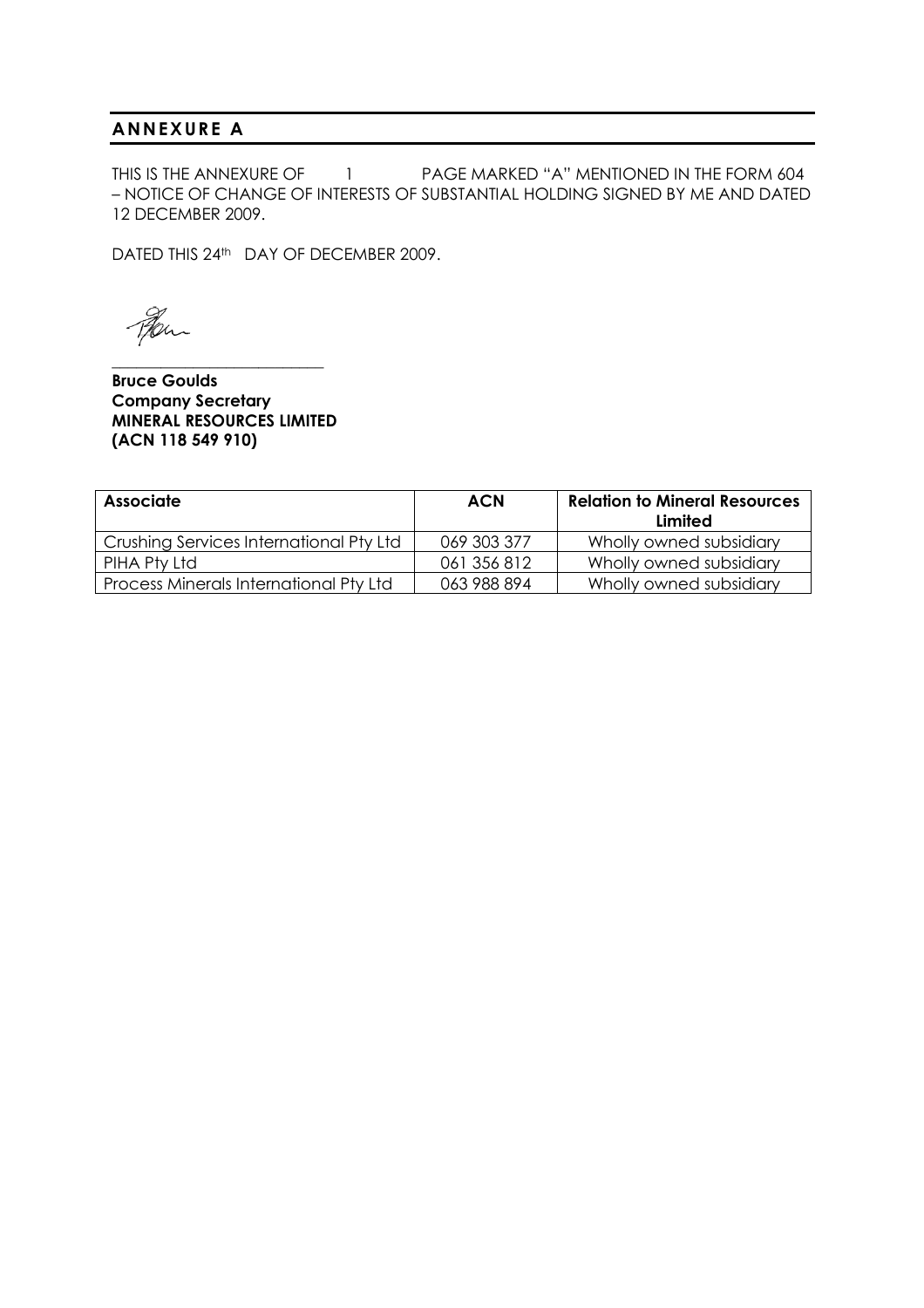## ANNEXURE A

THIS IS THE ANNEXURE OF 1 PAGE MARKED "A" MENTIONED IN THE FORM 604 – NOTICE OF CHANGE OF INTERESTS OF SUBSTANTIAL HOLDING SIGNED BY ME AND DATED 12 DECEMBER 2009.

DATED THIS 24th DAY OF DECEMBER 2009.

\_\_\_\_\_\_\_\_\_\_\_\_\_\_\_\_\_\_\_\_\_\_\_\_\_\_\_\_

**Bruce Goulds**
**Company Secretary**
**MINERAL RESOURCES LIMITED**
**(ACN 118 549 910)**

| Associate | ACN | Relation to Mineral Resources Limited |
|---|---|---|
| Crushing Services International Pty Ltd | 069 303 377 | Wholly owned subsidiary |
| PIHA Pty Ltd | 061 356 812 | Wholly owned subsidiary |
| Process Minerals International Pty Ltd | 063 988 894 | Wholly owned subsidiary |